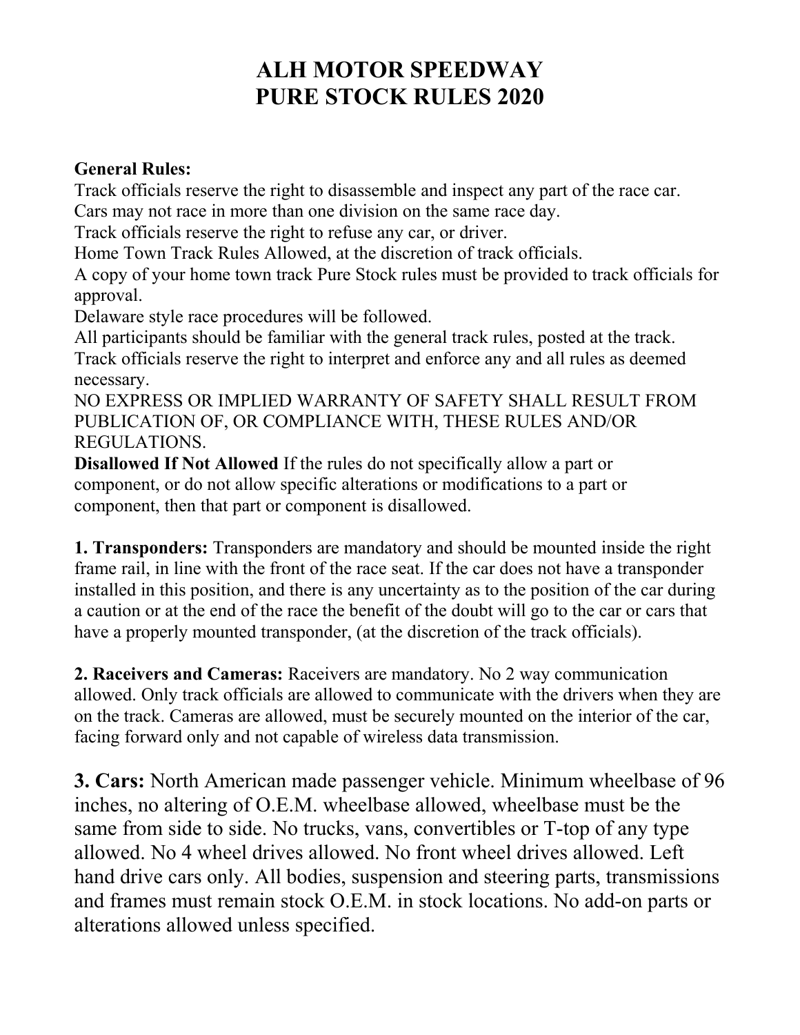# ALH MOTOR SPEEDWAY
# PURE STOCK RULES 2020

**General Rules:**

Track officials reserve the right to disassemble and inspect any part of the race car.
Cars may not race in more than one division on the same race day.
Track officials reserve the right to refuse any car, or driver.
Home Town Track Rules Allowed, at the discretion of track officials.
A copy of your home town track Pure Stock rules must be provided to track officials for approval.
Delaware style race procedures will be followed.
All participants should be familiar with the general track rules, posted at the track.
Track officials reserve the right to interpret and enforce any and all rules as deemed necessary.
NO EXPRESS OR IMPLIED WARRANTY OF SAFETY SHALL RESULT FROM PUBLICATION OF, OR COMPLIANCE WITH, THESE RULES AND/OR REGULATIONS.
**Disallowed If Not Allowed** If the rules do not specifically allow a part or component, or do not allow specific alterations or modifications to a part or component, then that part or component is disallowed.

**1. Transponders:** Transponders are mandatory and should be mounted inside the right frame rail, in line with the front of the race seat. If the car does not have a transponder installed in this position, and there is any uncertainty as to the position of the car during a caution or at the end of the race the benefit of the doubt will go to the car or cars that have a properly mounted transponder, (at the discretion of the track officials).

**2. Raceivers and Cameras:** Raceivers are mandatory. No 2 way communication allowed. Only track officials are allowed to communicate with the drivers when they are on the track. Cameras are allowed, must be securely mounted on the interior of the car, facing forward only and not capable of wireless data transmission.

**3. Cars:** North American made passenger vehicle. Minimum wheelbase of 96 inches, no altering of O.E.M. wheelbase allowed, wheelbase must be the same from side to side. No trucks, vans, convertibles or T-top of any type allowed. No 4 wheel drives allowed. No front wheel drives allowed. Left hand drive cars only. All bodies, suspension and steering parts, transmissions and frames must remain stock O.E.M. in stock locations. No add-on parts or alterations allowed unless specified.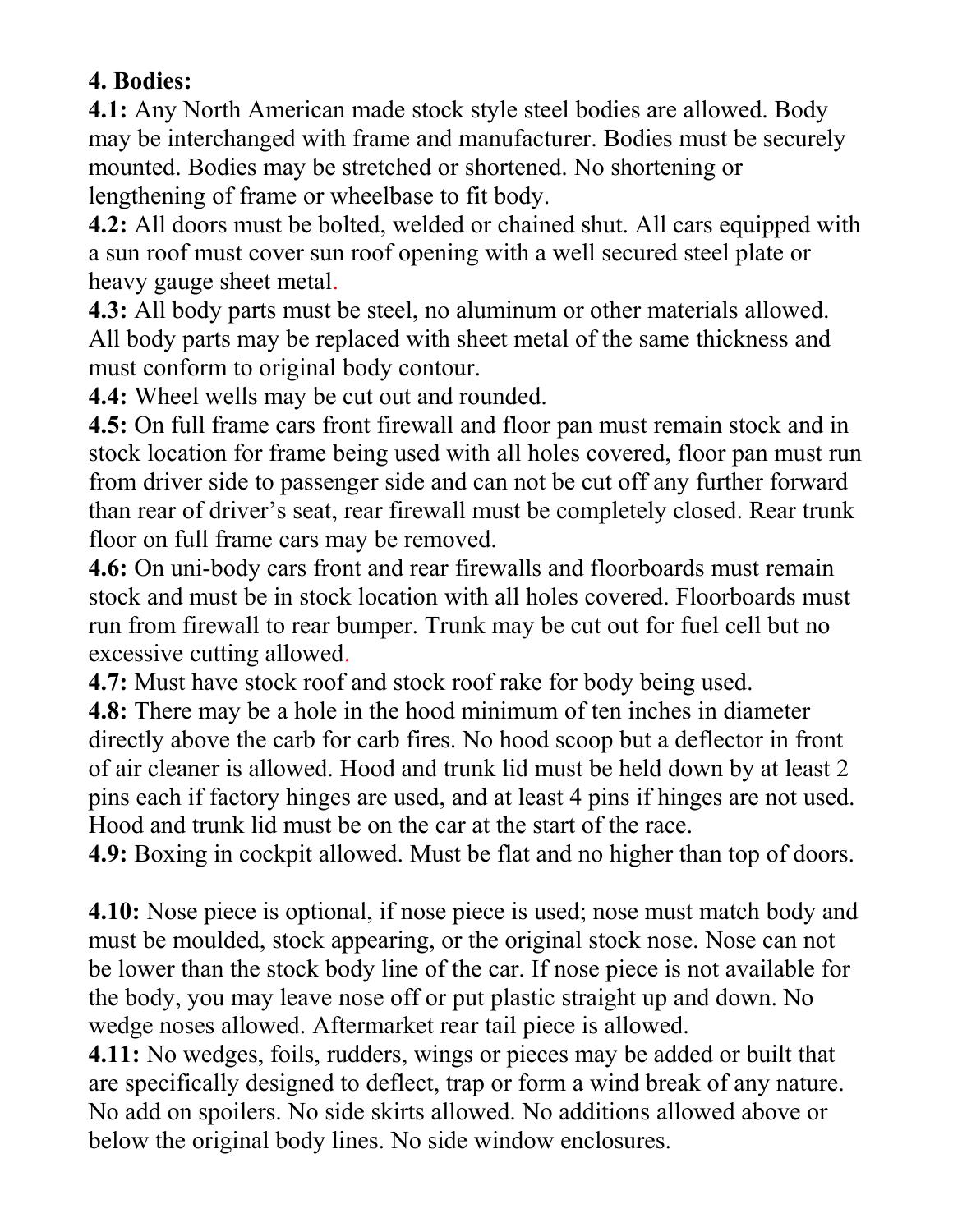**4. Bodies:**

**4.1:** Any North American made stock style steel bodies are allowed. Body may be interchanged with frame and manufacturer. Bodies must be securely mounted. Bodies may be stretched or shortened. No shortening or lengthening of frame or wheelbase to fit body.

**4.2:** All doors must be bolted, welded or chained shut. All cars equipped with a sun roof must cover sun roof opening with a well secured steel plate or heavy gauge sheet metal.

**4.3:** All body parts must be steel, no aluminum or other materials allowed. All body parts may be replaced with sheet metal of the same thickness and must conform to original body contour.

**4.4:** Wheel wells may be cut out and rounded.

**4.5:** On full frame cars front firewall and floor pan must remain stock and in stock location for frame being used with all holes covered, floor pan must run from driver side to passenger side and can not be cut off any further forward than rear of driver's seat, rear firewall must be completely closed. Rear trunk floor on full frame cars may be removed.

**4.6:** On uni-body cars front and rear firewalls and floorboards must remain stock and must be in stock location with all holes covered. Floorboards must run from firewall to rear bumper. Trunk may be cut out for fuel cell but no excessive cutting allowed.

**4.7:** Must have stock roof and stock roof rake for body being used.

**4.8:** There may be a hole in the hood minimum of ten inches in diameter directly above the carb for carb fires. No hood scoop but a deflector in front of air cleaner is allowed. Hood and trunk lid must be held down by at least 2 pins each if factory hinges are used, and at least 4 pins if hinges are not used. Hood and trunk lid must be on the car at the start of the race.

**4.9:** Boxing in cockpit allowed. Must be flat and no higher than top of doors.

**4.10:** Nose piece is optional, if nose piece is used; nose must match body and must be moulded, stock appearing, or the original stock nose. Nose can not be lower than the stock body line of the car. If nose piece is not available for the body, you may leave nose off or put plastic straight up and down. No wedge noses allowed. Aftermarket rear tail piece is allowed.

**4.11:** No wedges, foils, rudders, wings or pieces may be added or built that are specifically designed to deflect, trap or form a wind break of any nature. No add on spoilers. No side skirts allowed. No additions allowed above or below the original body lines. No side window enclosures.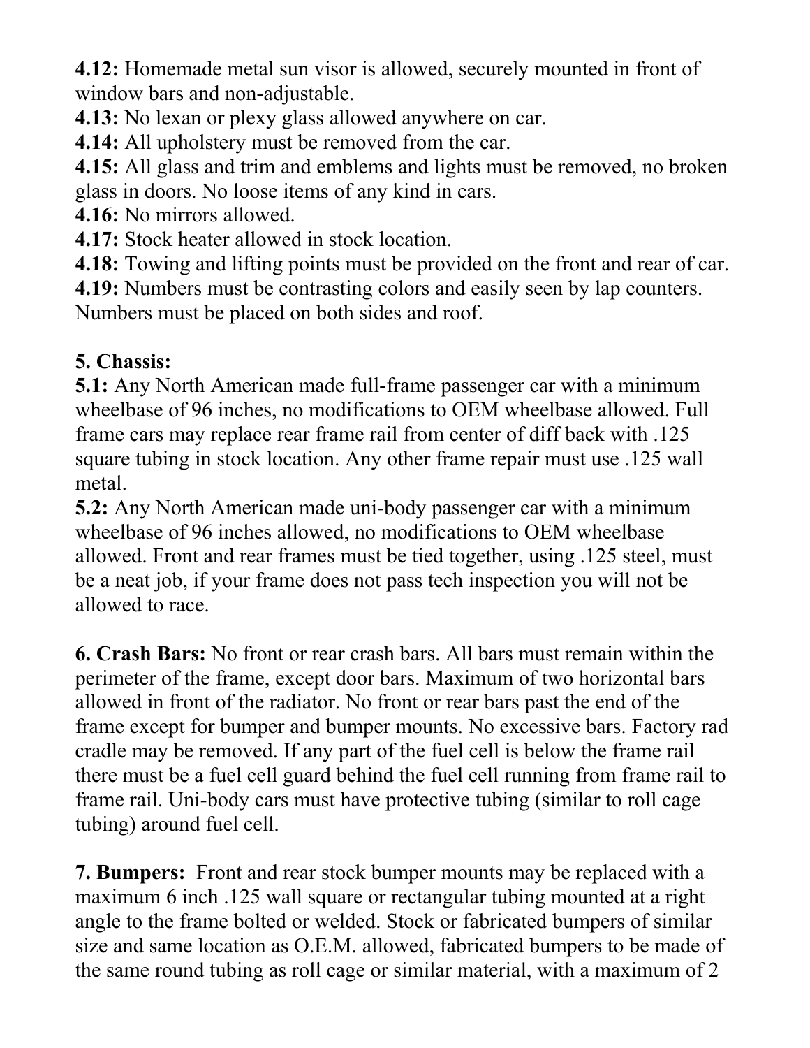**4.12:** Homemade metal sun visor is allowed, securely mounted in front of window bars and non-adjustable.

**4.13:** No lexan or plexy glass allowed anywhere on car.

**4.14:** All upholstery must be removed from the car.

**4.15:** All glass and trim and emblems and lights must be removed, no broken glass in doors. No loose items of any kind in cars.

**4.16:** No mirrors allowed.

**4.17:** Stock heater allowed in stock location.

**4.18:** Towing and lifting points must be provided on the front and rear of car.

**4.19:** Numbers must be contrasting colors and easily seen by lap counters. Numbers must be placed on both sides and roof.

**5. Chassis:**

**5.1:** Any North American made full-frame passenger car with a minimum wheelbase of 96 inches, no modifications to OEM wheelbase allowed. Full frame cars may replace rear frame rail from center of diff back with .125 square tubing in stock location. Any other frame repair must use .125 wall metal.

**5.2:** Any North American made uni-body passenger car with a minimum wheelbase of 96 inches allowed, no modifications to OEM wheelbase allowed. Front and rear frames must be tied together, using .125 steel, must be a neat job, if your frame does not pass tech inspection you will not be allowed to race.

**6. Crash Bars:** No front or rear crash bars. All bars must remain within the perimeter of the frame, except door bars. Maximum of two horizontal bars allowed in front of the radiator. No front or rear bars past the end of the frame except for bumper and bumper mounts. No excessive bars. Factory rad cradle may be removed. If any part of the fuel cell is below the frame rail there must be a fuel cell guard behind the fuel cell running from frame rail to frame rail. Uni-body cars must have protective tubing (similar to roll cage tubing) around fuel cell.

**7. Bumpers:** Front and rear stock bumper mounts may be replaced with a maximum 6 inch .125 wall square or rectangular tubing mounted at a right angle to the frame bolted or welded. Stock or fabricated bumpers of similar size and same location as O.E.M. allowed, fabricated bumpers to be made of the same round tubing as roll cage or similar material, with a maximum of 2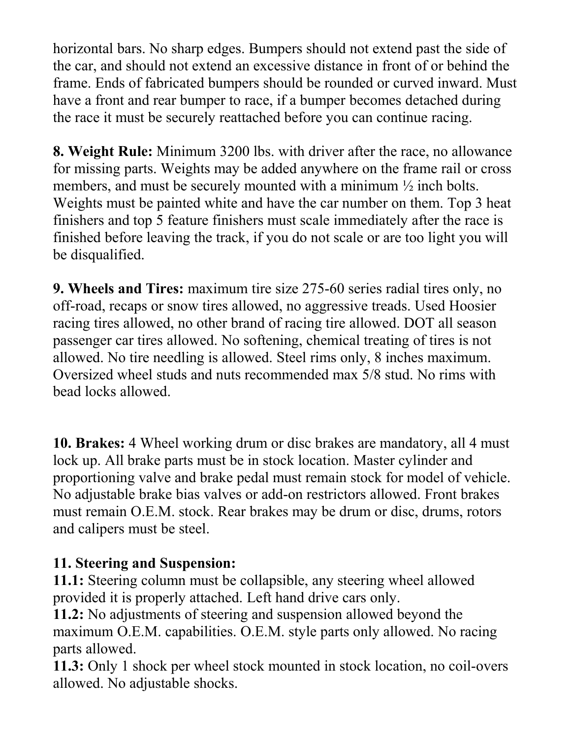horizontal bars. No sharp edges. Bumpers should not extend past the side of the car, and should not extend an excessive distance in front of or behind the frame. Ends of fabricated bumpers should be rounded or curved inward. Must have a front and rear bumper to race, if a bumper becomes detached during the race it must be securely reattached before you can continue racing.

**8. Weight Rule:** Minimum 3200 lbs. with driver after the race, no allowance for missing parts. Weights may be added anywhere on the frame rail or cross members, and must be securely mounted with a minimum ½ inch bolts. Weights must be painted white and have the car number on them. Top 3 heat finishers and top 5 feature finishers must scale immediately after the race is finished before leaving the track, if you do not scale or are too light you will be disqualified.

**9. Wheels and Tires:** maximum tire size 275-60 series radial tires only, no off-road, recaps or snow tires allowed, no aggressive treads. Used Hoosier racing tires allowed, no other brand of racing tire allowed. DOT all season passenger car tires allowed. No softening, chemical treating of tires is not allowed. No tire needling is allowed. Steel rims only, 8 inches maximum. Oversized wheel studs and nuts recommended max 5/8 stud. No rims with bead locks allowed.

**10. Brakes:** 4 Wheel working drum or disc brakes are mandatory, all 4 must lock up. All brake parts must be in stock location. Master cylinder and proportioning valve and brake pedal must remain stock for model of vehicle. No adjustable brake bias valves or add-on restrictors allowed. Front brakes must remain O.E.M. stock. Rear brakes may be drum or disc, drums, rotors and calipers must be steel.

**11. Steering and Suspension:**

**11.1:** Steering column must be collapsible, any steering wheel allowed provided it is properly attached. Left hand drive cars only.

**11.2:** No adjustments of steering and suspension allowed beyond the maximum O.E.M. capabilities. O.E.M. style parts only allowed. No racing parts allowed.

**11.3:** Only 1 shock per wheel stock mounted in stock location, no coil-overs allowed. No adjustable shocks.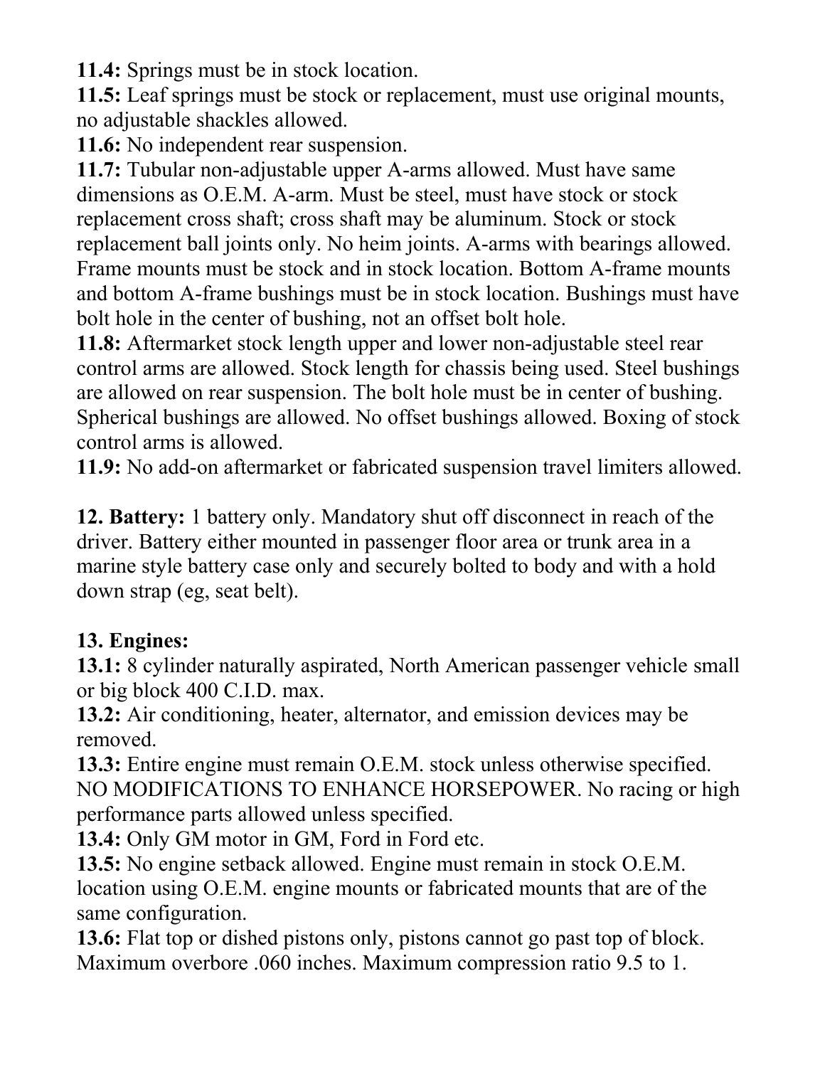**11.4:** Springs must be in stock location.

**11.5:** Leaf springs must be stock or replacement, must use original mounts, no adjustable shackles allowed.

**11.6:** No independent rear suspension.

**11.7:** Tubular non-adjustable upper A-arms allowed. Must have same dimensions as O.E.M. A-arm. Must be steel, must have stock or stock replacement cross shaft; cross shaft may be aluminum. Stock or stock replacement ball joints only. No heim joints. A-arms with bearings allowed. Frame mounts must be stock and in stock location. Bottom A-frame mounts and bottom A-frame bushings must be in stock location. Bushings must have bolt hole in the center of bushing, not an offset bolt hole.

**11.8:** Aftermarket stock length upper and lower non-adjustable steel rear control arms are allowed. Stock length for chassis being used. Steel bushings are allowed on rear suspension. The bolt hole must be in center of bushing. Spherical bushings are allowed. No offset bushings allowed. Boxing of stock control arms is allowed.

**11.9:** No add-on aftermarket or fabricated suspension travel limiters allowed.

**12. Battery:** 1 battery only. Mandatory shut off disconnect in reach of the driver. Battery either mounted in passenger floor area or trunk area in a marine style battery case only and securely bolted to body and with a hold down strap (eg, seat belt).

**13. Engines:**

**13.1:** 8 cylinder naturally aspirated, North American passenger vehicle small or big block 400 C.I.D. max.

**13.2:** Air conditioning, heater, alternator, and emission devices may be removed.

**13.3:** Entire engine must remain O.E.M. stock unless otherwise specified. NO MODIFICATIONS TO ENHANCE HORSEPOWER. No racing or high performance parts allowed unless specified.

**13.4:** Only GM motor in GM, Ford in Ford etc.

**13.5:** No engine setback allowed. Engine must remain in stock O.E.M. location using O.E.M. engine mounts or fabricated mounts that are of the same configuration.

**13.6:** Flat top or dished pistons only, pistons cannot go past top of block. Maximum overbore .060 inches. Maximum compression ratio 9.5 to 1.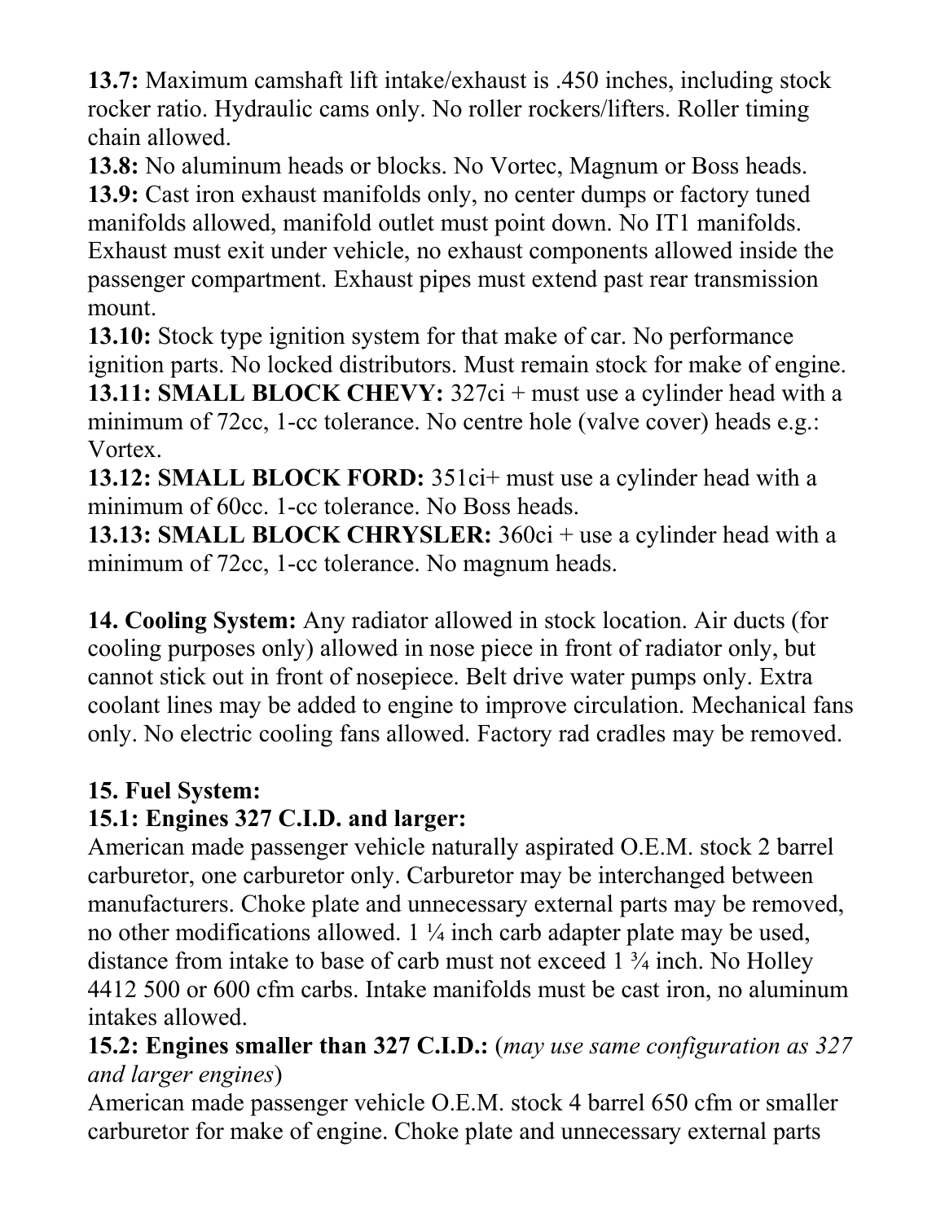**13.7:** Maximum camshaft lift intake/exhaust is .450 inches, including stock rocker ratio. Hydraulic cams only. No roller rockers/lifters. Roller timing chain allowed.
**13.8:** No aluminum heads or blocks. No Vortec, Magnum or Boss heads.
**13.9:** Cast iron exhaust manifolds only, no center dumps or factory tuned manifolds allowed, manifold outlet must point down. No IT1 manifolds. Exhaust must exit under vehicle, no exhaust components allowed inside the passenger compartment. Exhaust pipes must extend past rear transmission mount.
**13.10:** Stock type ignition system for that make of car. No performance ignition parts. No locked distributors. Must remain stock for make of engine.
**13.11: SMALL BLOCK CHEVY:** 327ci + must use a cylinder head with a minimum of 72cc, 1-cc tolerance. No centre hole (valve cover) heads e.g.: Vortex.
**13.12: SMALL BLOCK FORD:** 351ci+ must use a cylinder head with a minimum of 60cc. 1-cc tolerance. No Boss heads.
**13.13: SMALL BLOCK CHRYSLER:** 360ci + use a cylinder head with a minimum of 72cc, 1-cc tolerance. No magnum heads.

**14. Cooling System:** Any radiator allowed in stock location. Air ducts (for cooling purposes only) allowed in nose piece in front of radiator only, but cannot stick out in front of nosepiece. Belt drive water pumps only. Extra coolant lines may be added to engine to improve circulation. Mechanical fans only. No electric cooling fans allowed. Factory rad cradles may be removed.

**15. Fuel System:**
**15.1: Engines 327 C.I.D. and larger:**
American made passenger vehicle naturally aspirated O.E.M. stock 2 barrel carburetor, one carburetor only. Carburetor may be interchanged between manufacturers. Choke plate and unnecessary external parts may be removed, no other modifications allowed. 1 ¼ inch carb adapter plate may be used, distance from intake to base of carb must not exceed 1 ¾ inch. No Holley 4412 500 or 600 cfm carbs. Intake manifolds must be cast iron, no aluminum intakes allowed.
**15.2: Engines smaller than 327 C.I.D.:** (*may use same configuration as 327 and larger engines*)
American made passenger vehicle O.E.M. stock 4 barrel 650 cfm or smaller carburetor for make of engine. Choke plate and unnecessary external parts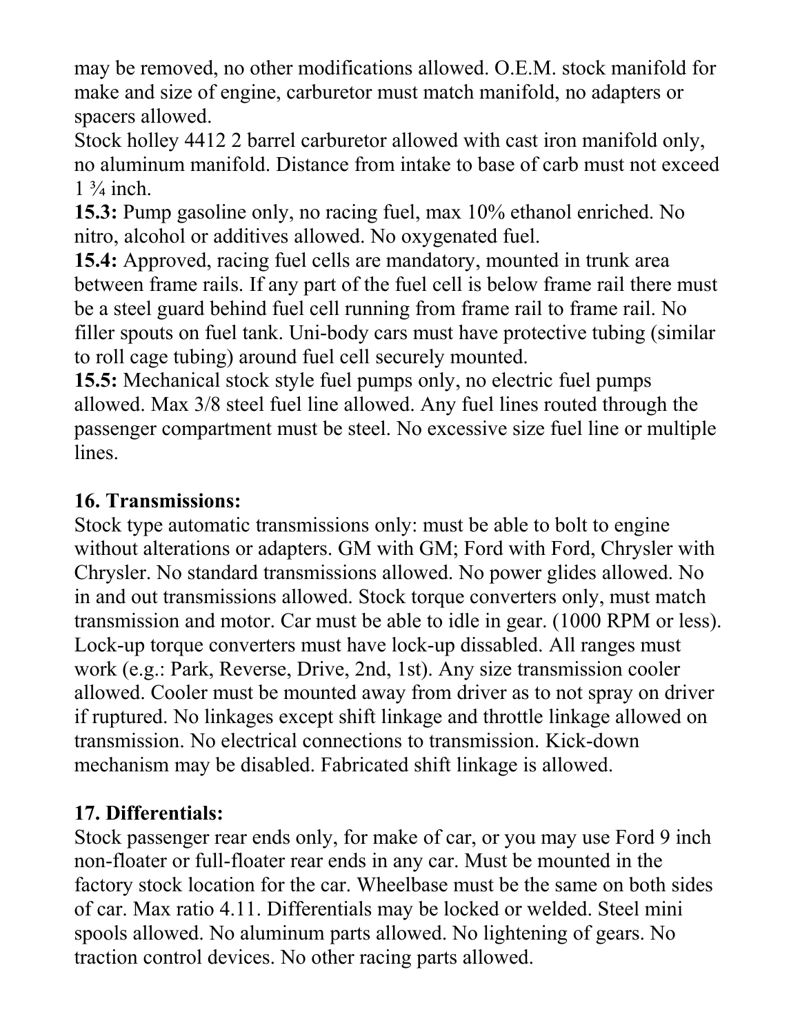may be removed, no other modifications allowed. O.E.M. stock manifold for make and size of engine, carburetor must match manifold, no adapters or spacers allowed.

Stock holley 4412 2 barrel carburetor allowed with cast iron manifold only, no aluminum manifold. Distance from intake to base of carb must not exceed 1 ¾ inch.

**15.3:** Pump gasoline only, no racing fuel, max 10% ethanol enriched. No nitro, alcohol or additives allowed. No oxygenated fuel.

**15.4:** Approved, racing fuel cells are mandatory, mounted in trunk area between frame rails. If any part of the fuel cell is below frame rail there must be a steel guard behind fuel cell running from frame rail to frame rail. No filler spouts on fuel tank. Uni-body cars must have protective tubing (similar to roll cage tubing) around fuel cell securely mounted.

**15.5:** Mechanical stock style fuel pumps only, no electric fuel pumps allowed. Max 3/8 steel fuel line allowed. Any fuel lines routed through the passenger compartment must be steel. No excessive size fuel line or multiple lines.

## 16. Transmissions:

Stock type automatic transmissions only: must be able to bolt to engine without alterations or adapters. GM with GM; Ford with Ford, Chrysler with Chrysler. No standard transmissions allowed. No power glides allowed. No in and out transmissions allowed. Stock torque converters only, must match transmission and motor. Car must be able to idle in gear. (1000 RPM or less). Lock-up torque converters must have lock-up dissabled. All ranges must work (e.g.: Park, Reverse, Drive, 2nd, 1st). Any size transmission cooler allowed. Cooler must be mounted away from driver as to not spray on driver if ruptured. No linkages except shift linkage and throttle linkage allowed on transmission. No electrical connections to transmission. Kick-down mechanism may be disabled. Fabricated shift linkage is allowed.

## 17. Differentials:

Stock passenger rear ends only, for make of car, or you may use Ford 9 inch non-floater or full-floater rear ends in any car. Must be mounted in the factory stock location for the car. Wheelbase must be the same on both sides of car. Max ratio 4.11. Differentials may be locked or welded. Steel mini spools allowed. No aluminum parts allowed. No lightening of gears. No traction control devices. No other racing parts allowed.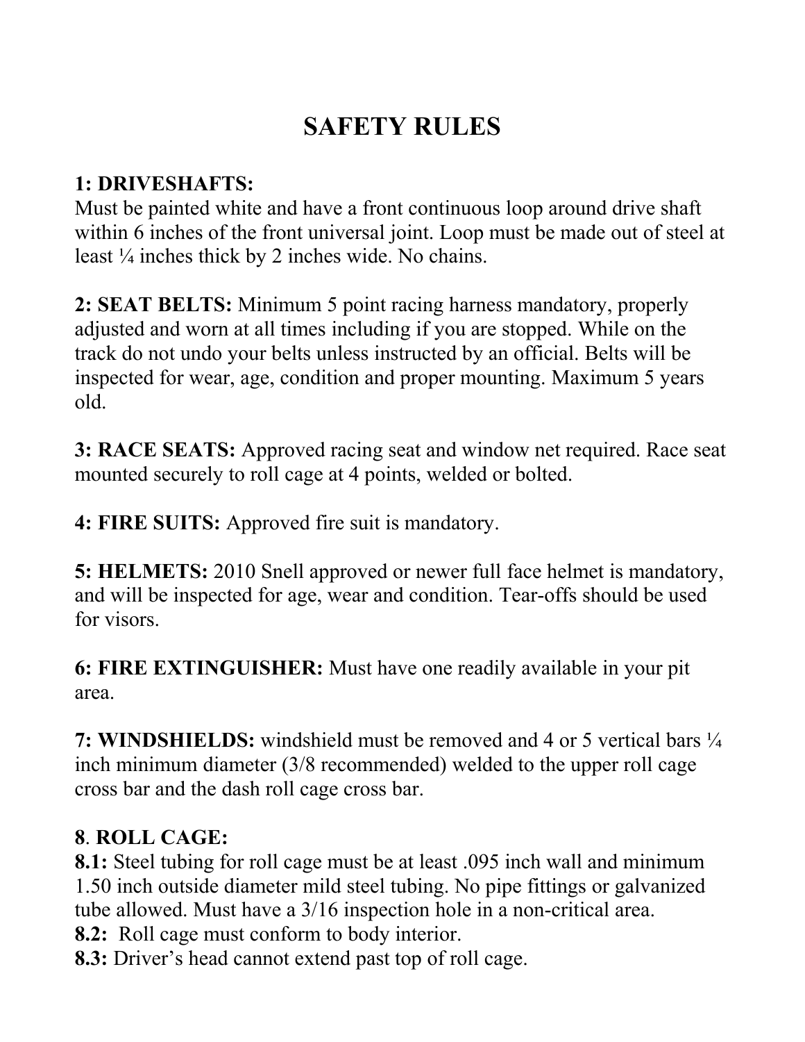# SAFETY RULES

**1: DRIVESHAFTS:**
Must be painted white and have a front continuous loop around drive shaft within 6 inches of the front universal joint. Loop must be made out of steel at least ¼ inches thick by 2 inches wide. No chains.

**2: SEAT BELTS:** Minimum 5 point racing harness mandatory, properly adjusted and worn at all times including if you are stopped. While on the track do not undo your belts unless instructed by an official. Belts will be inspected for wear, age, condition and proper mounting. Maximum 5 years old.

**3: RACE SEATS:** Approved racing seat and window net required. Race seat mounted securely to roll cage at 4 points, welded or bolted.

**4: FIRE SUITS:** Approved fire suit is mandatory.

**5: HELMETS:** 2010 Snell approved or newer full face helmet is mandatory, and will be inspected for age, wear and condition. Tear-offs should be used for visors.

**6: FIRE EXTINGUISHER:** Must have one readily available in your pit area.

**7: WINDSHIELDS:** windshield must be removed and 4 or 5 vertical bars ¼ inch minimum diameter (3/8 recommended) welded to the upper roll cage cross bar and the dash roll cage cross bar.

**8**. **ROLL CAGE:**
**8.1:** Steel tubing for roll cage must be at least .095 inch wall and minimum 1.50 inch outside diameter mild steel tubing. No pipe fittings or galvanized tube allowed. Must have a 3/16 inspection hole in a non-critical area.
**8.2:** Roll cage must conform to body interior.
**8.3:** Driver's head cannot extend past top of roll cage.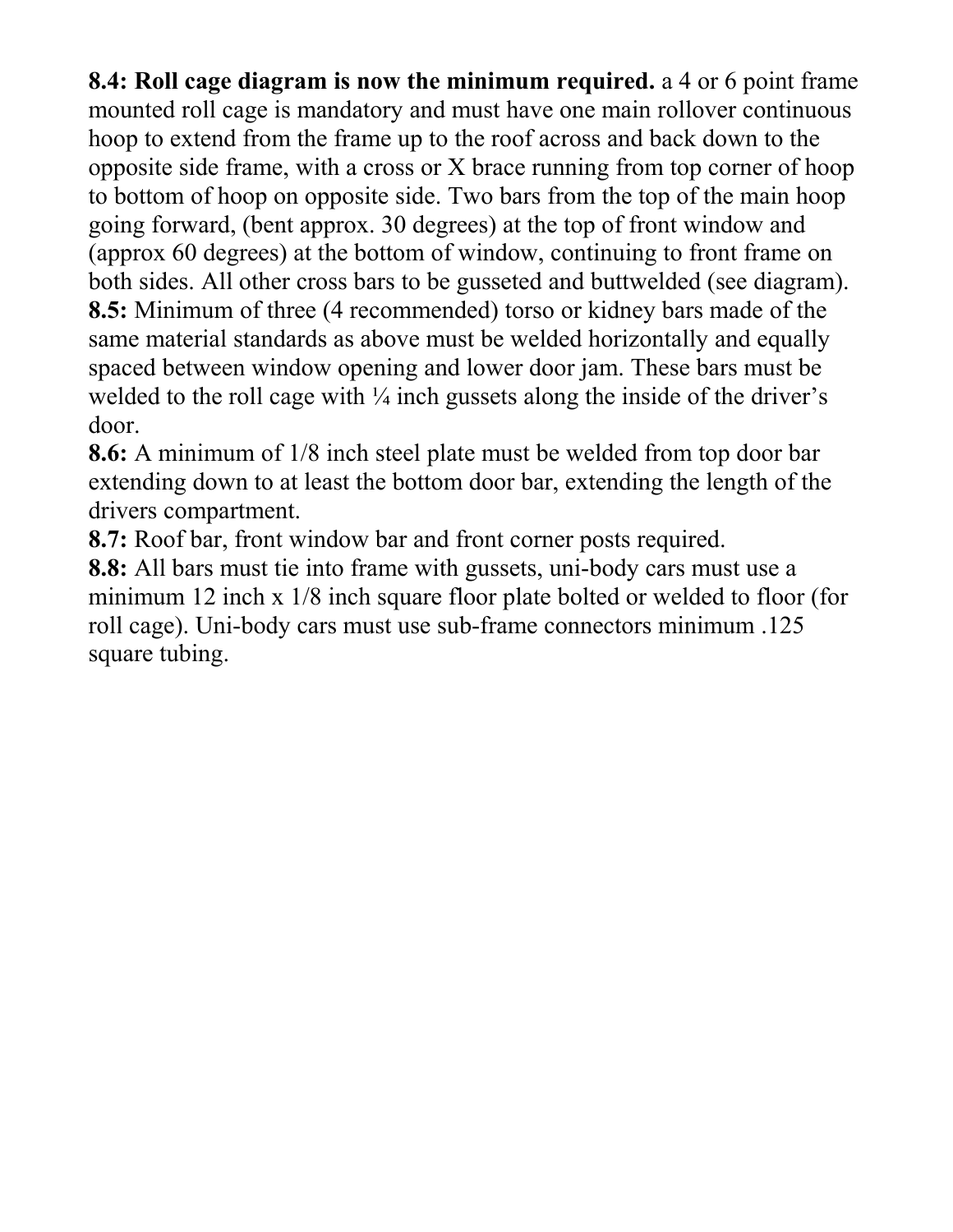**8.4: Roll cage diagram is now the minimum required.** a 4 or 6 point frame mounted roll cage is mandatory and must have one main rollover continuous hoop to extend from the frame up to the roof across and back down to the opposite side frame, with a cross or X brace running from top corner of hoop to bottom of hoop on opposite side. Two bars from the top of the main hoop going forward, (bent approx. 30 degrees) at the top of front window and (approx 60 degrees) at the bottom of window, continuing to front frame on both sides. All other cross bars to be gusseted and buttwelded (see diagram).

**8.5:** Minimum of three (4 recommended) torso or kidney bars made of the same material standards as above must be welded horizontally and equally spaced between window opening and lower door jam. These bars must be welded to the roll cage with ¼ inch gussets along the inside of the driver's door.

**8.6:** A minimum of 1/8 inch steel plate must be welded from top door bar extending down to at least the bottom door bar, extending the length of the drivers compartment.

**8.7:** Roof bar, front window bar and front corner posts required.

**8.8:** All bars must tie into frame with gussets, uni-body cars must use a minimum 12 inch x 1/8 inch square floor plate bolted or welded to floor (for roll cage). Uni-body cars must use sub-frame connectors minimum .125 square tubing.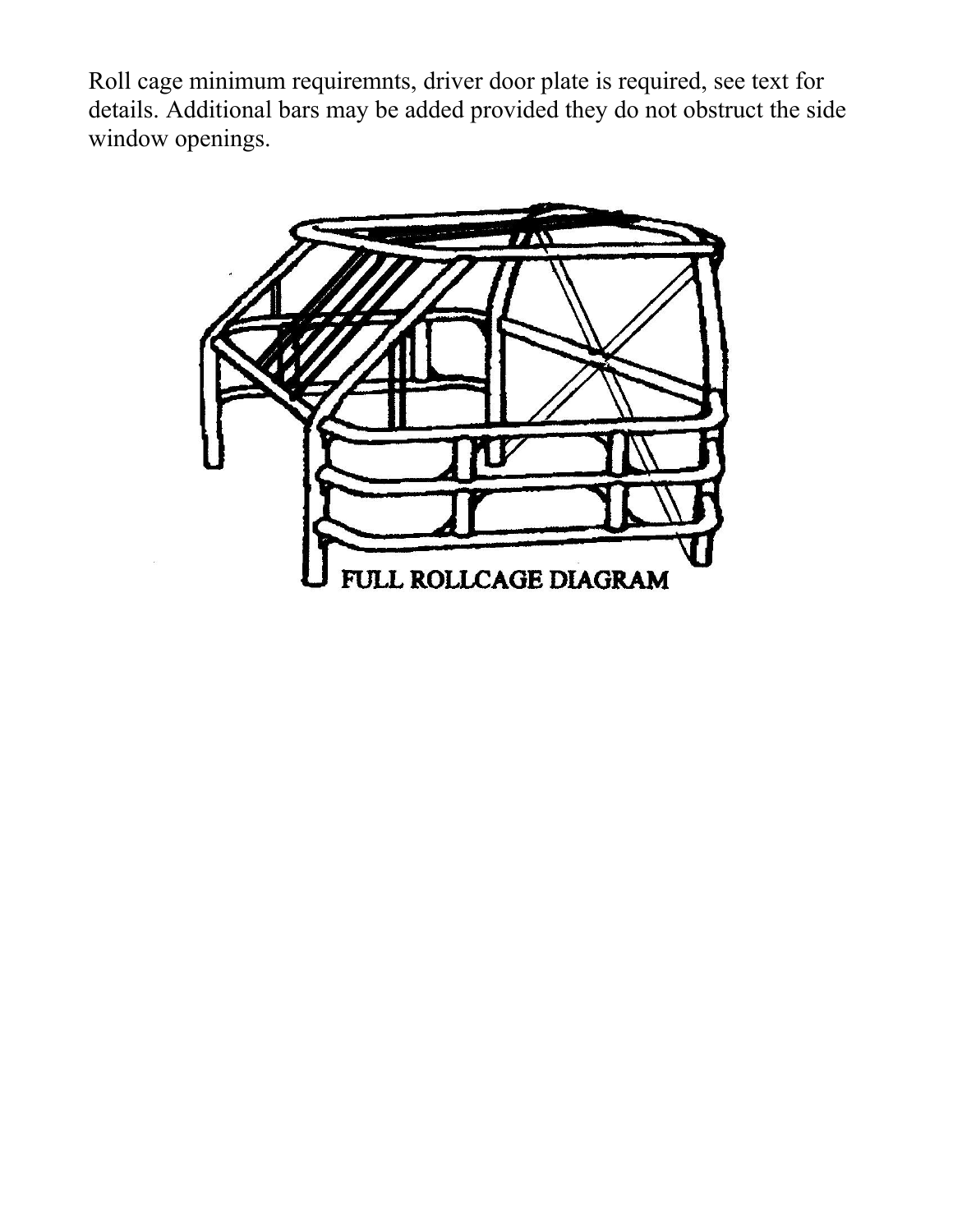Roll cage minimum requiremnts, driver door plate is required, see text for details. Additional bars may be added provided they do not obstruct the side window openings.

FULL ROLLCAGE DIAGRAM